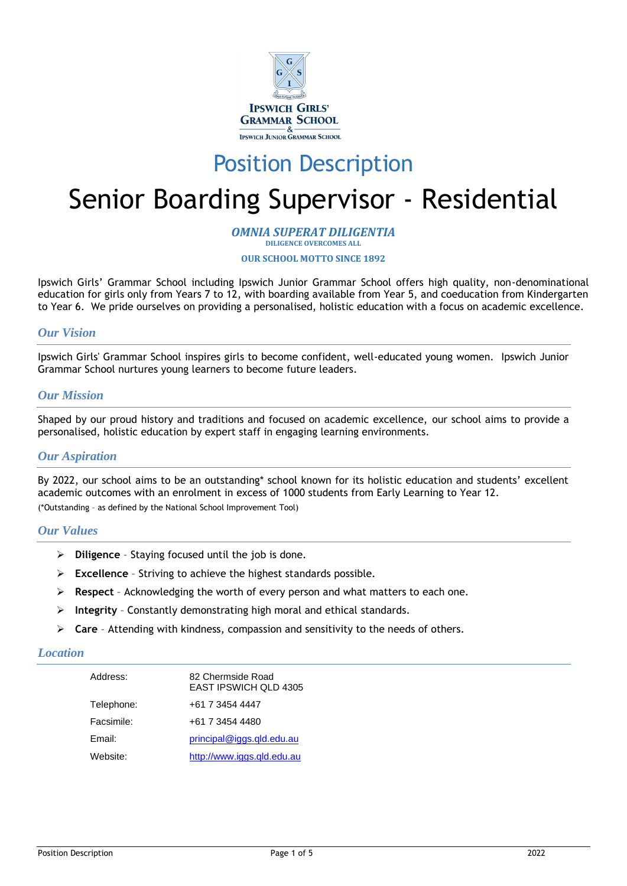Ipswich Girls' Grammar School & Ipswich Junior Grammar School

# Position Description

# Senior Boarding Supervisor - Residential

***OMNIA SUPERAT DILIGENTIA***

**DILIGENCE OVERCOMES ALL**

**OUR SCHOOL MOTTO SINCE 1892**

Ipswich Girls' Grammar School including Ipswich Junior Grammar School offers high quality, non-denominational education for girls only from Years 7 to 12, with boarding available from Year 5, and coeducation from Kindergarten to Year 6. We pride ourselves on providing a personalised, holistic education with a focus on academic excellence.

## *Our Vision*

Ipswich Girls' Grammar School inspires girls to become confident, well-educated young women. Ipswich Junior Grammar School nurtures young learners to become future leaders.

## *Our Mission*

Shaped by our proud history and traditions and focused on academic excellence, our school aims to provide a personalised, holistic education by expert staff in engaging learning environments.

## *Our Aspiration*

By 2022, our school aims to be an outstanding* school known for its holistic education and students' excellent academic outcomes with an enrolment in excess of 1000 students from Early Learning to Year 12.

(*Outstanding – as defined by the National School Improvement Tool)

## *Our Values*

- **Diligence** – Staying focused until the job is done.
- **Excellence** – Striving to achieve the highest standards possible.
- **Respect** – Acknowledging the worth of every person and what matters to each one.
- **Integrity** – Constantly demonstrating high moral and ethical standards.
- **Care** – Attending with kindness, compassion and sensitivity to the needs of others.

## *Location*

| | |
|---|---|
| Address: | 82 Chermside Road<br>EAST IPSWICH QLD 4305 |
| Telephone: | +61 7 3454 4447 |
| Facsimile: | +61 7 3454 4480 |
| Email: | principal@iggs.qld.edu.au |
| Website: | http://www.iggs.qld.edu.au |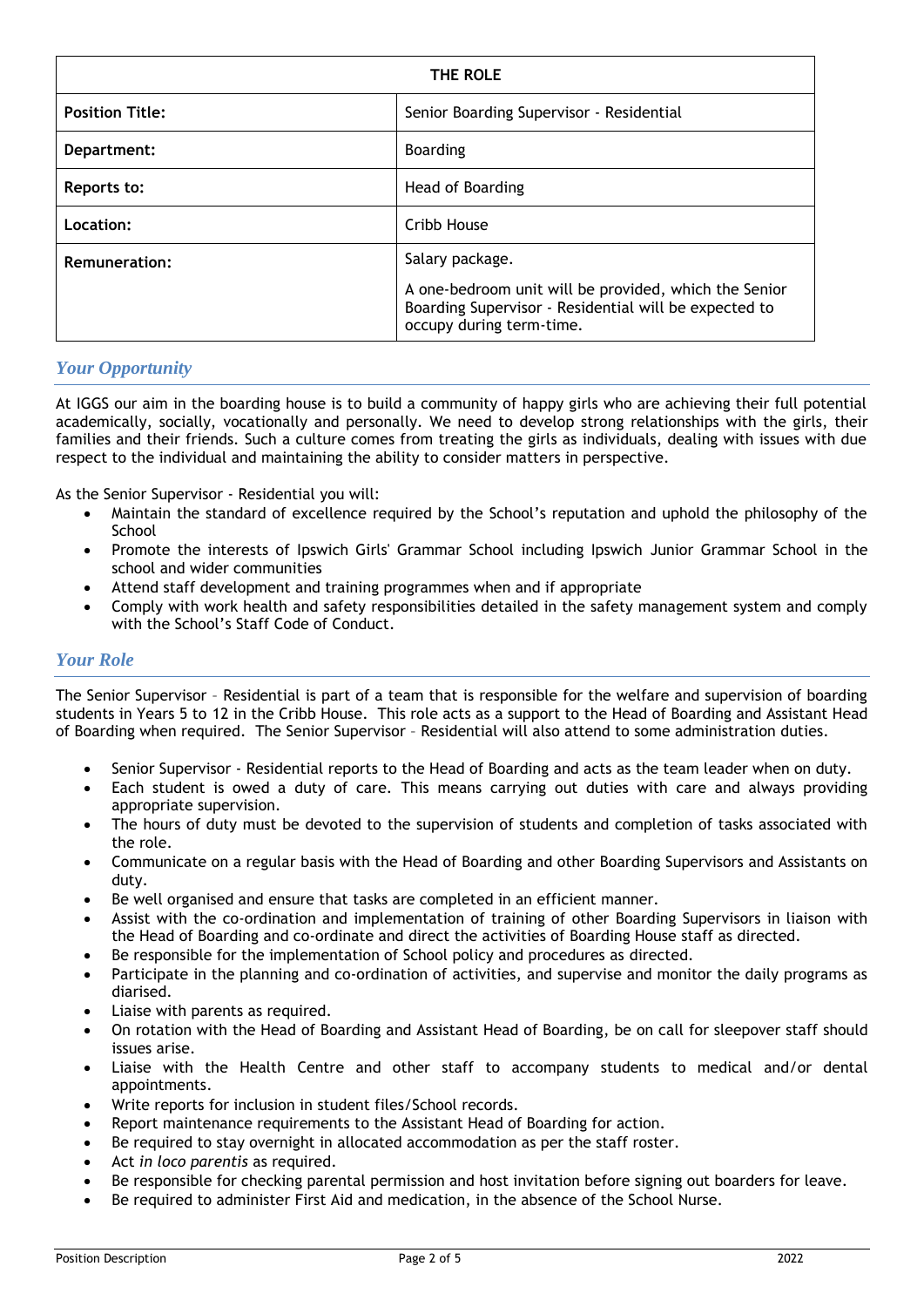| THE ROLE | |
|---|---|
| **Position Title:** | Senior Boarding Supervisor - Residential |
| **Department:** | Boarding |
| **Reports to:** | Head of Boarding |
| **Location:** | Cribb House |
| **Remuneration:** | Salary package.<br><br>A one-bedroom unit will be provided, which the Senior Boarding Supervisor - Residential will be expected to occupy during term-time. |

## *Your Opportunity*

At IGGS our aim in the boarding house is to build a community of happy girls who are achieving their full potential academically, socially, vocationally and personally. We need to develop strong relationships with the girls, their families and their friends. Such a culture comes from treating the girls as individuals, dealing with issues with due respect to the individual and maintaining the ability to consider matters in perspective.

As the Senior Supervisor - Residential you will:

- Maintain the standard of excellence required by the School's reputation and uphold the philosophy of the School
- Promote the interests of Ipswich Girls' Grammar School including Ipswich Junior Grammar School in the school and wider communities
- Attend staff development and training programmes when and if appropriate
- Comply with work health and safety responsibilities detailed in the safety management system and comply with the School's Staff Code of Conduct.

## *Your Role*

The Senior Supervisor – Residential is part of a team that is responsible for the welfare and supervision of boarding students in Years 5 to 12 in the Cribb House. This role acts as a support to the Head of Boarding and Assistant Head of Boarding when required. The Senior Supervisor – Residential will also attend to some administration duties.

- Senior Supervisor - Residential reports to the Head of Boarding and acts as the team leader when on duty.
- Each student is owed a duty of care. This means carrying out duties with care and always providing appropriate supervision.
- The hours of duty must be devoted to the supervision of students and completion of tasks associated with the role.
- Communicate on a regular basis with the Head of Boarding and other Boarding Supervisors and Assistants on duty.
- Be well organised and ensure that tasks are completed in an efficient manner.
- Assist with the co-ordination and implementation of training of other Boarding Supervisors in liaison with the Head of Boarding and co-ordinate and direct the activities of Boarding House staff as directed.
- Be responsible for the implementation of School policy and procedures as directed.
- Participate in the planning and co-ordination of activities, and supervise and monitor the daily programs as diarised.
- Liaise with parents as required.
- On rotation with the Head of Boarding and Assistant Head of Boarding, be on call for sleepover staff should issues arise.
- Liaise with the Health Centre and other staff to accompany students to medical and/or dental appointments.
- Write reports for inclusion in student files/School records.
- Report maintenance requirements to the Assistant Head of Boarding for action.
- Be required to stay overnight in allocated accommodation as per the staff roster.
- Act *in loco parentis* as required.
- Be responsible for checking parental permission and host invitation before signing out boarders for leave.
- Be required to administer First Aid and medication, in the absence of the School Nurse.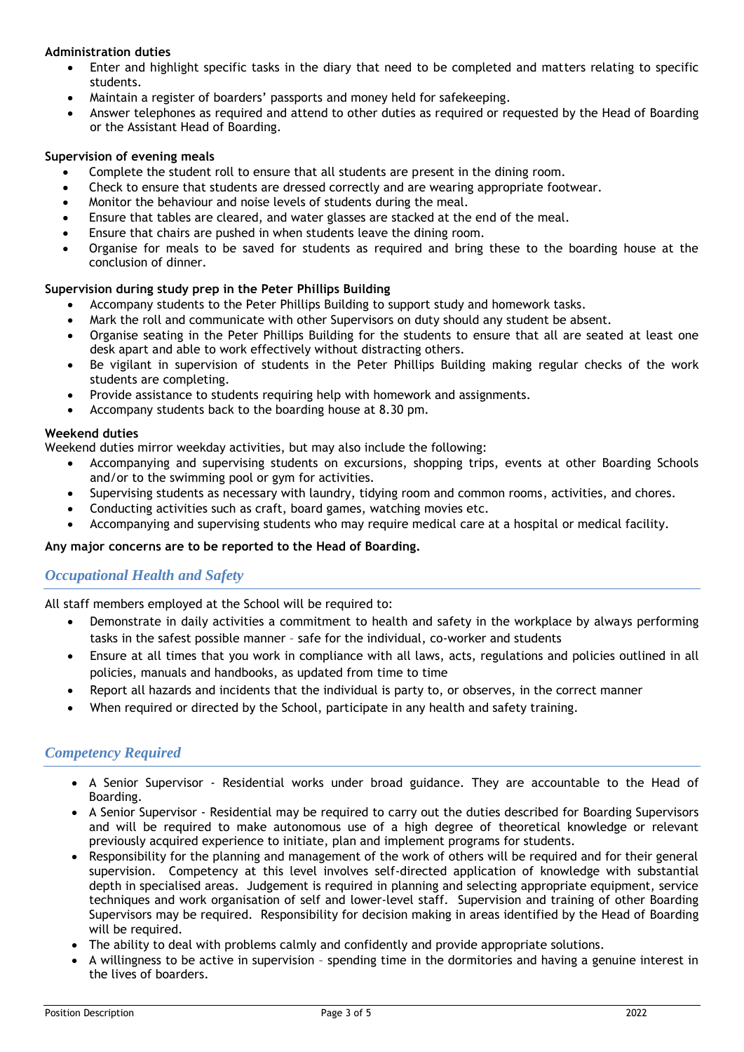**Administration duties**

- Enter and highlight specific tasks in the diary that need to be completed and matters relating to specific students.
- Maintain a register of boarders' passports and money held for safekeeping.
- Answer telephones as required and attend to other duties as required or requested by the Head of Boarding or the Assistant Head of Boarding.

**Supervision of evening meals**

- Complete the student roll to ensure that all students are present in the dining room.
- Check to ensure that students are dressed correctly and are wearing appropriate footwear.
- Monitor the behaviour and noise levels of students during the meal.
- Ensure that tables are cleared, and water glasses are stacked at the end of the meal.
- Ensure that chairs are pushed in when students leave the dining room.
- Organise for meals to be saved for students as required and bring these to the boarding house at the conclusion of dinner.

**Supervision during study prep in the Peter Phillips Building**

- Accompany students to the Peter Phillips Building to support study and homework tasks.
- Mark the roll and communicate with other Supervisors on duty should any student be absent.
- Organise seating in the Peter Phillips Building for the students to ensure that all are seated at least one desk apart and able to work effectively without distracting others.
- Be vigilant in supervision of students in the Peter Phillips Building making regular checks of the work students are completing.
- Provide assistance to students requiring help with homework and assignments.
- Accompany students back to the boarding house at 8.30 pm.

**Weekend duties**

Weekend duties mirror weekday activities, but may also include the following:

- Accompanying and supervising students on excursions, shopping trips, events at other Boarding Schools and/or to the swimming pool or gym for activities.
- Supervising students as necessary with laundry, tidying room and common rooms, activities, and chores.
- Conducting activities such as craft, board games, watching movies etc.
- Accompanying and supervising students who may require medical care at a hospital or medical facility.

**Any major concerns are to be reported to the Head of Boarding.**

## *Occupational Health and Safety*

All staff members employed at the School will be required to:

- Demonstrate in daily activities a commitment to health and safety in the workplace by always performing tasks in the safest possible manner – safe for the individual, co-worker and students
- Ensure at all times that you work in compliance with all laws, acts, regulations and policies outlined in all policies, manuals and handbooks, as updated from time to time
- Report all hazards and incidents that the individual is party to, or observes, in the correct manner
- When required or directed by the School, participate in any health and safety training.

## *Competency Required*

- A Senior Supervisor - Residential works under broad guidance. They are accountable to the Head of Boarding.
- A Senior Supervisor - Residential may be required to carry out the duties described for Boarding Supervisors and will be required to make autonomous use of a high degree of theoretical knowledge or relevant previously acquired experience to initiate, plan and implement programs for students.
- Responsibility for the planning and management of the work of others will be required and for their general supervision. Competency at this level involves self-directed application of knowledge with substantial depth in specialised areas. Judgement is required in planning and selecting appropriate equipment, service techniques and work organisation of self and lower-level staff. Supervision and training of other Boarding Supervisors may be required. Responsibility for decision making in areas identified by the Head of Boarding will be required.
- The ability to deal with problems calmly and confidently and provide appropriate solutions.
- A willingness to be active in supervision – spending time in the dormitories and having a genuine interest in the lives of boarders.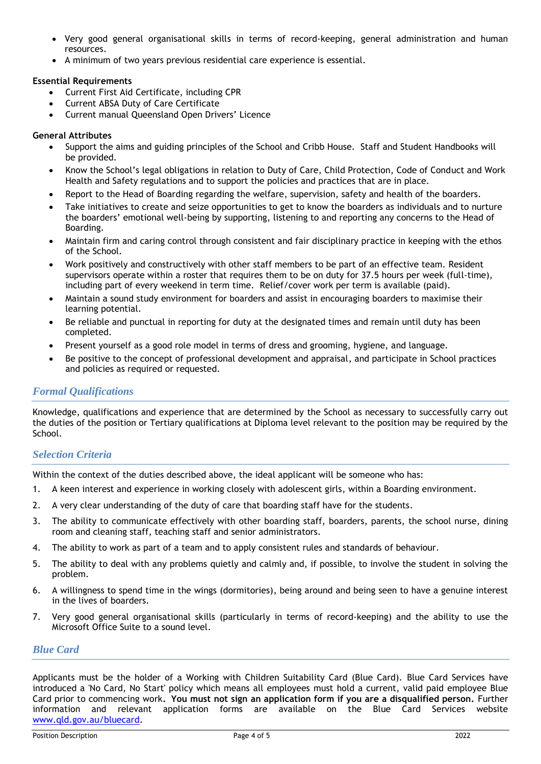- Very good general organisational skills in terms of record-keeping, general administration and human resources.
- A minimum of two years previous residential care experience is essential.

**Essential Requirements**

- Current First Aid Certificate, including CPR
- Current ABSA Duty of Care Certificate
- Current manual Queensland Open Drivers' Licence

**General Attributes**

- Support the aims and guiding principles of the School and Cribb House. Staff and Student Handbooks will be provided.
- Know the School's legal obligations in relation to Duty of Care, Child Protection, Code of Conduct and Work Health and Safety regulations and to support the policies and practices that are in place.
- Report to the Head of Boarding regarding the welfare, supervision, safety and health of the boarders.
- Take initiatives to create and seize opportunities to get to know the boarders as individuals and to nurture the boarders' emotional well-being by supporting, listening to and reporting any concerns to the Head of Boarding.
- Maintain firm and caring control through consistent and fair disciplinary practice in keeping with the ethos of the School.
- Work positively and constructively with other staff members to be part of an effective team. Resident supervisors operate within a roster that requires them to be on duty for 37.5 hours per week (full-time), including part of every weekend in term time. Relief/cover work per term is available (paid).
- Maintain a sound study environment for boarders and assist in encouraging boarders to maximise their learning potential.
- Be reliable and punctual in reporting for duty at the designated times and remain until duty has been completed.
- Present yourself as a good role model in terms of dress and grooming, hygiene, and language.
- Be positive to the concept of professional development and appraisal, and participate in School practices and policies as required or requested.

## *Formal Qualifications*

Knowledge, qualifications and experience that are determined by the School as necessary to successfully carry out the duties of the position or Tertiary qualifications at Diploma level relevant to the position may be required by the School.

## *Selection Criteria*

Within the context of the duties described above, the ideal applicant will be someone who has:

1. A keen interest and experience in working closely with adolescent girls, within a Boarding environment.
2. A very clear understanding of the duty of care that boarding staff have for the students.
3. The ability to communicate effectively with other boarding staff, boarders, parents, the school nurse, dining room and cleaning staff, teaching staff and senior administrators.
4. The ability to work as part of a team and to apply consistent rules and standards of behaviour.
5. The ability to deal with any problems quietly and calmly and, if possible, to involve the student in solving the problem.
6. A willingness to spend time in the wings (dormitories), being around and being seen to have a genuine interest in the lives of boarders.
7. Very good general organisational skills (particularly in terms of record-keeping) and the ability to use the Microsoft Office Suite to a sound level.

## *Blue Card*

Applicants must be the holder of a Working with Children Suitability Card (Blue Card). Blue Card Services have introduced a 'No Card, No Start' policy which means all employees must hold a current, valid paid employee Blue Card prior to commencing work**. You must not sign an application form if you are a disqualified person.** Further information and relevant application forms are available on the Blue Card Services website [www.qld.gov.au/bluecard](http://www.qld.gov.au/bluecard).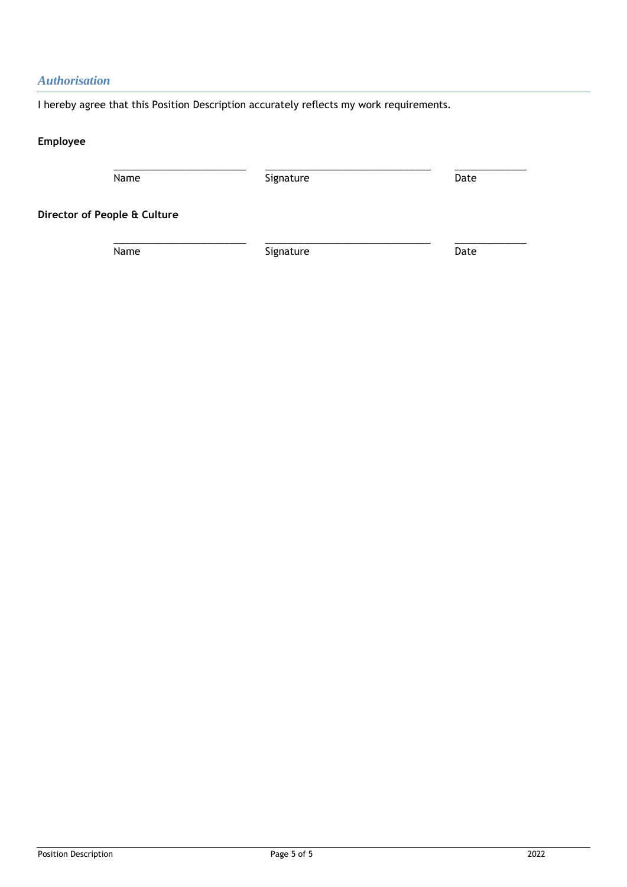## *Authorisation*

I hereby agree that this Position Description accurately reflects my work requirements.

**Employee**

| | | |
|---|---|---|
| ________________________ | ______________________________ | _____________ |
| Name | Signature | Date |

**Director of People & Culture**

| | | |
|---|---|---|
| ________________________ | ______________________________ | _____________ |
| Name | Signature | Date |